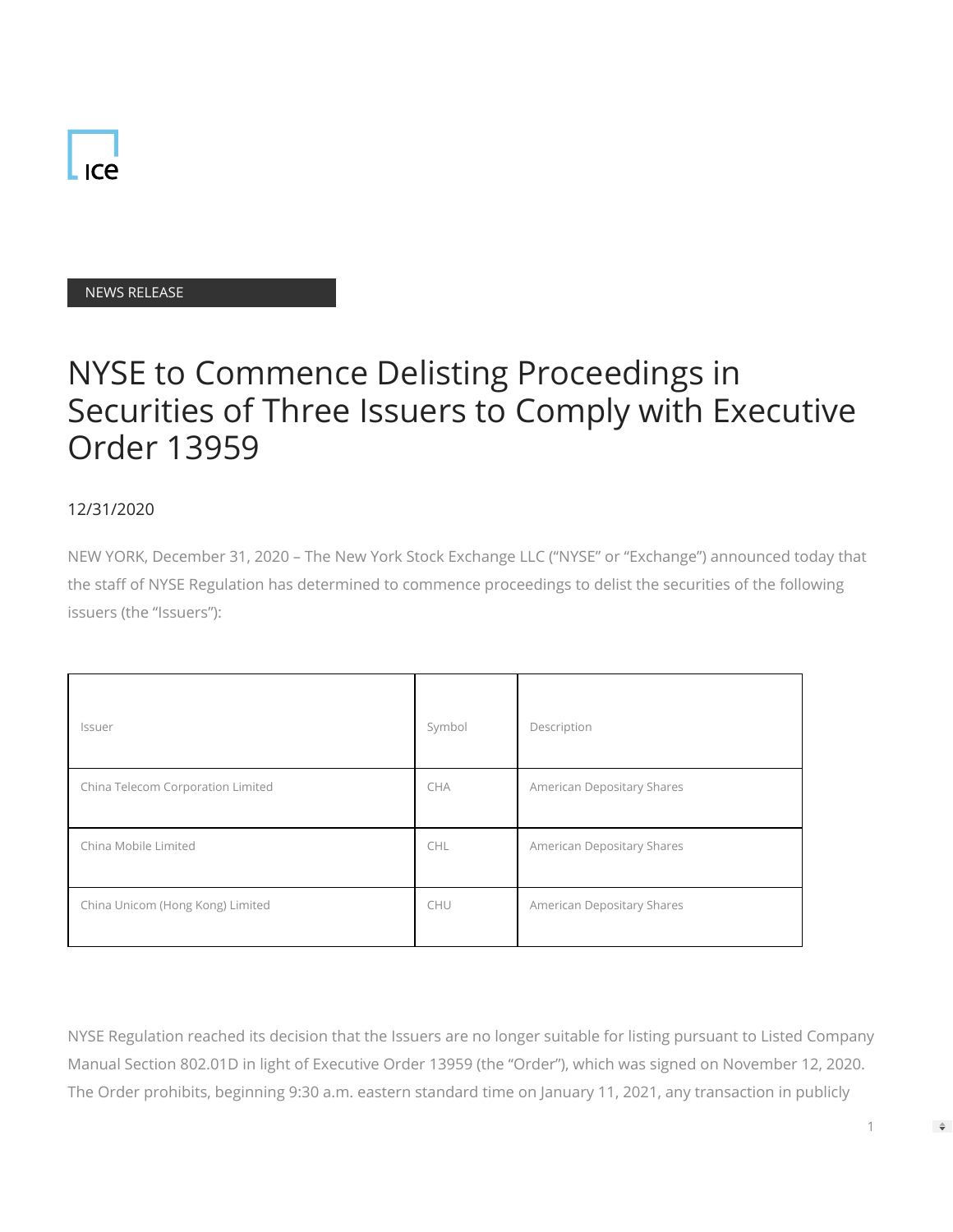ICE

NEWS RELEASE

# NYSE to Commence Delisting Proceedings in Securities of Three Issuers to Comply with Executive Order 13959

12/31/2020

NEW YORK, December 31, 2020 – The New York Stock Exchange LLC ("NYSE" or "Exchange") announced today that the staff of NYSE Regulation has determined to commence proceedings to delist the securities of the following issuers (the "Issuers"):

| Issuer | Symbol | Description |
| --- | --- | --- |
| China Telecom Corporation Limited | CHA | American Depositary Shares |
| China Mobile Limited | CHL | American Depositary Shares |
| China Unicom (Hong Kong) Limited | CHU | American Depositary Shares |

NYSE Regulation reached its decision that the Issuers are no longer suitable for listing pursuant to Listed Company Manual Section 802.01D in light of Executive Order 13959 (the "Order"), which was signed on November 12, 2020. The Order prohibits, beginning 9:30 a.m. eastern standard time on January 11, 2021, any transaction in publicly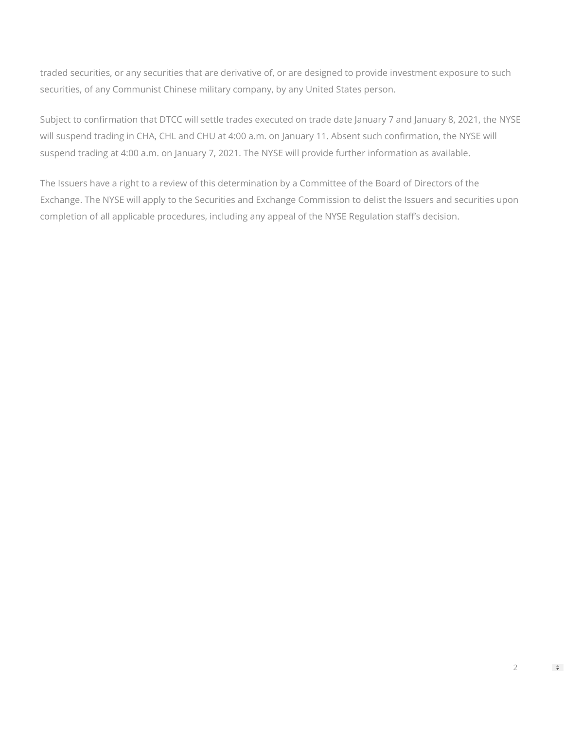traded securities, or any securities that are derivative of, or are designed to provide investment exposure to such securities, of any Communist Chinese military company, by any United States person.

Subject to confirmation that DTCC will settle trades executed on trade date January 7 and January 8, 2021, the NYSE will suspend trading in CHA, CHL and CHU at 4:00 a.m. on January 11. Absent such confirmation, the NYSE will suspend trading at 4:00 a.m. on January 7, 2021. The NYSE will provide further information as available.

The Issuers have a right to a review of this determination by a Committee of the Board of Directors of the Exchange. The NYSE will apply to the Securities and Exchange Commission to delist the Issuers and securities upon completion of all applicable procedures, including any appeal of the NYSE Regulation staff's decision.